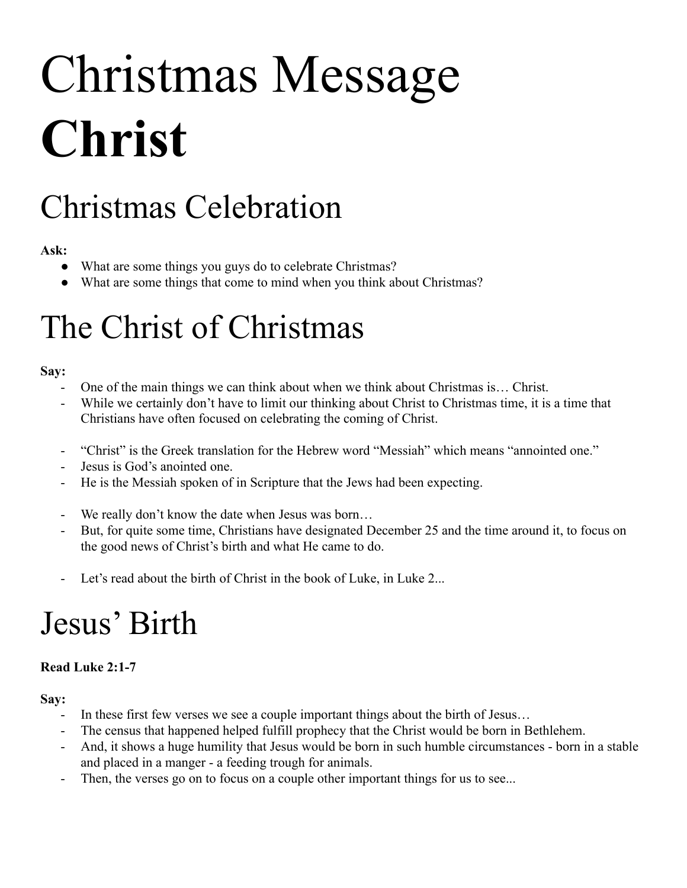# Christmas Message

# **Christ**

## Christmas Celebration

**Ask:**

- What are some things you guys do to celebrate Christmas?
- What are some things that come to mind when you think about Christmas?

## The Christ of Christmas

**Say:**

- One of the main things we can think about when we think about Christmas is… Christ.
- While we certainly don't have to limit our thinking about Christ to Christmas time, it is a time that Christians have often focused on celebrating the coming of Christ.

- "Christ" is the Greek translation for the Hebrew word "Messiah" which means "annointed one."
- Jesus is God's annointed one.
- He is the Messiah spoken of in Scripture that the Jews had been expecting.

- We really don't know the date when Jesus was born…
- But, for quite some time, Christians have designated December 25 and the time around it, to focus on the good news of Christ's birth and what He came to do.

- Let's read about the birth of Christ in the book of Luke, in Luke 2...

## Jesus' Birth

**Read Luke 2:1-7**

**Say:**

- In these first few verses we see a couple important things about the birth of Jesus…
- The census that happened helped fulfill prophecy that the Christ would be born in Bethlehem.
- And, it shows a huge humility that Jesus would be born in such humble circumstances - born in a stable and placed in a manger - a feeding trough for animals.
- Then, the verses go on to focus on a couple other important things for us to see...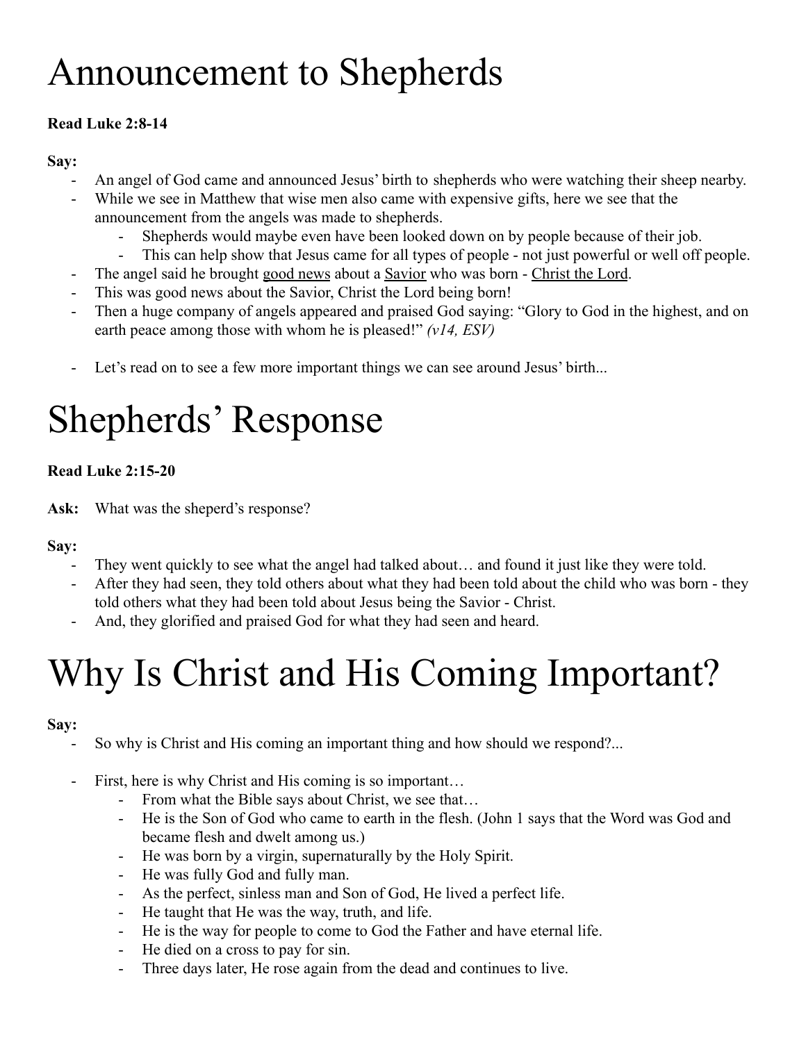# Announcement to Shepherds

**Read Luke 2:8-14**

**Say:**

- An angel of God came and announced Jesus' birth to shepherds who were watching their sheep nearby.
- While we see in Matthew that wise men also came with expensive gifts, here we see that the announcement from the angels was made to shepherds.
  - Shepherds would maybe even have been looked down on by people because of their job.
  - This can help show that Jesus came for all types of people - not just powerful or well off people.
- The angel said he brought <u>good news</u> about a <u>Savior</u> who was born - <u>Christ the Lord</u>.
- This was good news about the Savior, Christ the Lord being born!
- Then a huge company of angels appeared and praised God saying: "Glory to God in the highest, and on earth peace among those with whom he is pleased!" *(v14, ESV)*

- Let's read on to see a few more important things we can see around Jesus' birth...

# Shepherds' Response

**Read Luke 2:15-20**

**Ask:** What was the sheperd's response?

**Say:**

- They went quickly to see what the angel had talked about… and found it just like they were told.
- After they had seen, they told others about what they had been told about the child who was born - they told others what they had been told about Jesus being the Savior - Christ.
- And, they glorified and praised God for what they had seen and heard.

# Why Is Christ and His Coming Important?

**Say:**

- So why is Christ and His coming an important thing and how should we respond?...

- First, here is why Christ and His coming is so important…
  - From what the Bible says about Christ, we see that…
  - He is the Son of God who came to earth in the flesh. (John 1 says that the Word was God and became flesh and dwelt among us.)
  - He was born by a virgin, supernaturally by the Holy Spirit.
  - He was fully God and fully man.
  - As the perfect, sinless man and Son of God, He lived a perfect life.
  - He taught that He was the way, truth, and life.
  - He is the way for people to come to God the Father and have eternal life.
  - He died on a cross to pay for sin.
  - Three days later, He rose again from the dead and continues to live.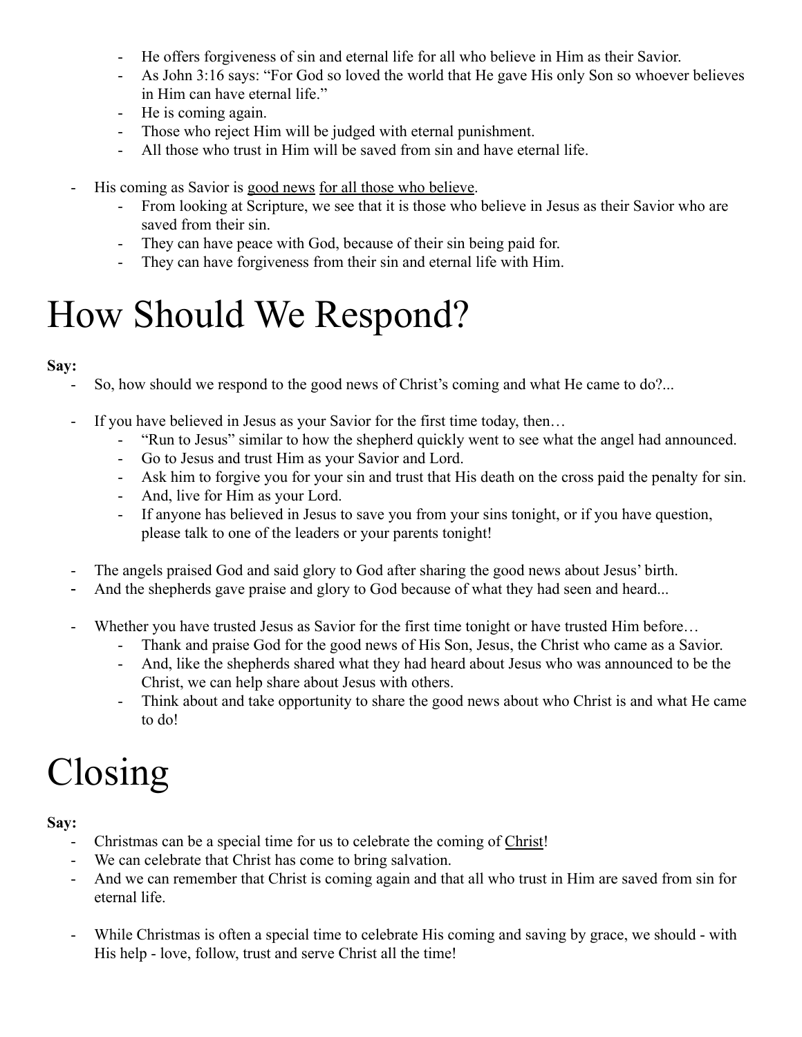- He offers forgiveness of sin and eternal life for all who believe in Him as their Savior.
  - As John 3:16 says: "For God so loved the world that He gave His only Son so whoever believes in Him can have eternal life."
  - He is coming again.
  - Those who reject Him will be judged with eternal punishment.
  - All those who trust in Him will be saved from sin and have eternal life.

- His coming as Savior is <u>good news</u> <u>for all those who believe</u>.
  - From looking at Scripture, we see that it is those who believe in Jesus as their Savior who are saved from their sin.
  - They can have peace with God, because of their sin being paid for.
  - They can have forgiveness from their sin and eternal life with Him.

# How Should We Respond?

**Say:**

- So, how should we respond to the good news of Christ's coming and what He came to do?...

- If you have believed in Jesus as your Savior for the first time today, then…
  - "Run to Jesus" similar to how the shepherd quickly went to see what the angel had announced.
  - Go to Jesus and trust Him as your Savior and Lord.
  - Ask him to forgive you for your sin and trust that His death on the cross paid the penalty for sin.
  - And, live for Him as your Lord.
  - If anyone has believed in Jesus to save you from your sins tonight, or if you have question, please talk to one of the leaders or your parents tonight!

- The angels praised God and said glory to God after sharing the good news about Jesus' birth.
- And the shepherds gave praise and glory to God because of what they had seen and heard...

- Whether you have trusted Jesus as Savior for the first time tonight or have trusted Him before…
  - Thank and praise God for the good news of His Son, Jesus, the Christ who came as a Savior.
  - And, like the shepherds shared what they had heard about Jesus who was announced to be the Christ, we can help share about Jesus with others.
  - Think about and take opportunity to share the good news about who Christ is and what He came to do!

# Closing

**Say:**

- Christmas can be a special time for us to celebrate the coming of <u>Christ</u>!
- We can celebrate that Christ has come to bring salvation.
- And we can remember that Christ is coming again and that all who trust in Him are saved from sin for eternal life.

- While Christmas is often a special time to celebrate His coming and saving by grace, we should - with His help - love, follow, trust and serve Christ all the time!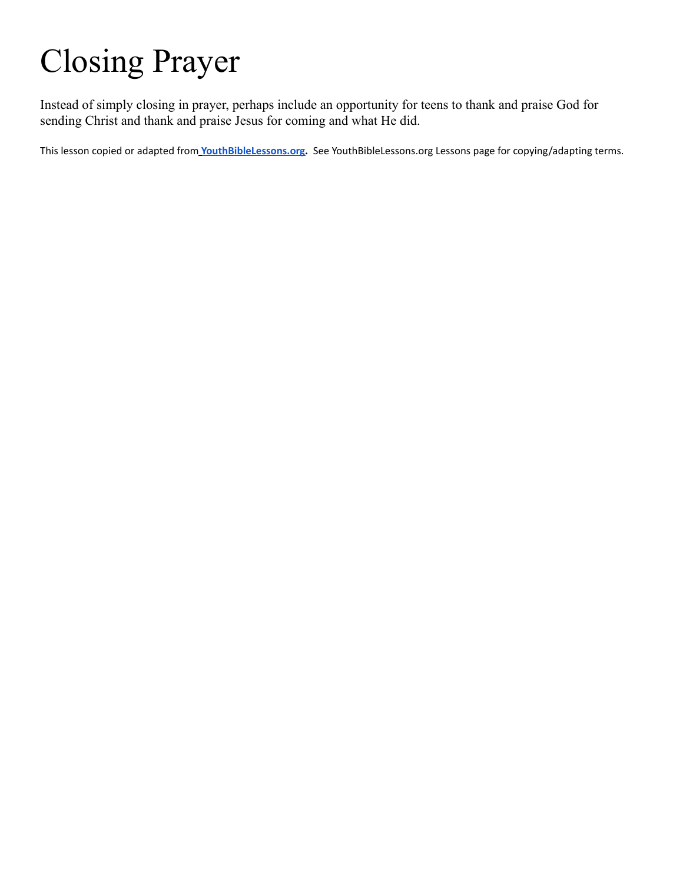# Closing Prayer

Instead of simply closing in prayer, perhaps include an opportunity for teens to thank and praise God for sending Christ and thank and praise Jesus for coming and what He did.

This lesson copied or adapted from **YouthBibleLessons.org**. See YouthBibleLessons.org Lessons page for copying/adapting terms.